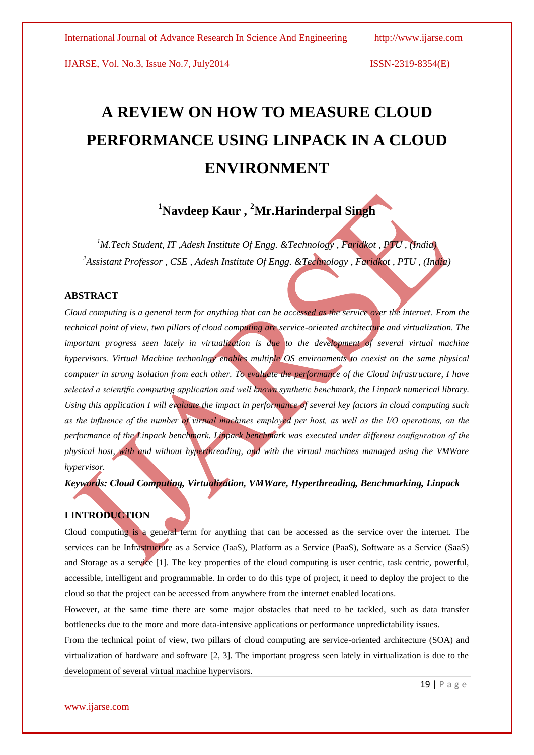# A REVIEW ON HOW TO MEASURE CLOUD PERFORMANCE USING LINPACK IN A CLOUD ENVIRONMENT

**[1]Navdeep Kaur , [2]Mr.Harinderpal Singh**

*[1]M.Tech Student, IT ,Adesh Institute Of Engg. &Technology , Faridkot , PTU , (India)*
*[2]Assistant Professor , CSE , Adesh Institute Of Engg. &Technology , Faridkot , PTU , (India)*

## ABSTRACT

*Cloud computing is a general term for anything that can be accessed as the service over the internet. From the technical point of view, two pillars of cloud computing are service-oriented architecture and virtualization. The important progress seen lately in virtualization is due to the development of several virtual machine hypervisors. Virtual Machine technology enables multiple OS environments to coexist on the same physical computer in strong isolation from each other. To evaluate the performance of the Cloud infrastructure, I have selected a scientific computing application and well known synthetic benchmark, the Linpack numerical library. Using this application I will evaluate the impact in performance of several key factors in cloud computing such as the influence of the number of virtual machines employed per host, as well as the I/O operations, on the performance of the Linpack benchmark. Linpack benchmark was executed under different configuration of the physical host, with and without hyperthreading, and with the virtual machines managed using the VMWare hypervisor.*

***Keywords: Cloud Computing, Virtualization, VMWare, Hyperthreading, Benchmarking, Linpack***

## I INTRODUCTION

Cloud computing is a general term for anything that can be accessed as the service over the internet. The services can be Infrastructure as a Service (IaaS), Platform as a Service (PaaS), Software as a Service (SaaS) and Storage as a service [1]. The key properties of the cloud computing is user centric, task centric, powerful, accessible, intelligent and programmable. In order to do this type of project, it need to deploy the project to the cloud so that the project can be accessed from anywhere from the internet enabled locations.

However, at the same time there are some major obstacles that need to be tackled, such as data transfer bottlenecks due to the more and more data-intensive applications or performance unpredictability issues.

From the technical point of view, two pillars of cloud computing are service-oriented architecture (SOA) and virtualization of hardware and software [2, 3]. The important progress seen lately in virtualization is due to the development of several virtual machine hypervisors.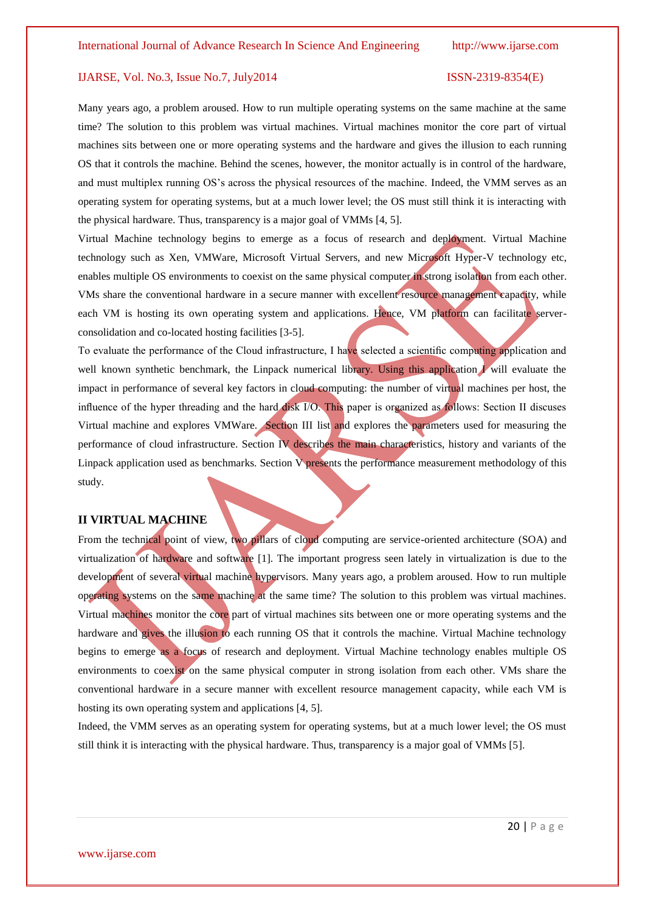Many years ago, a problem aroused. How to run multiple operating systems on the same machine at the same time? The solution to this problem was virtual machines. Virtual machines monitor the core part of virtual machines sits between one or more operating systems and the hardware and gives the illusion to each running OS that it controls the machine. Behind the scenes, however, the monitor actually is in control of the hardware, and must multiplex running OS's across the physical resources of the machine. Indeed, the VMM serves as an operating system for operating systems, but at a much lower level; the OS must still think it is interacting with the physical hardware. Thus, transparency is a major goal of VMMs [4, 5].

Virtual Machine technology begins to emerge as a focus of research and deployment. Virtual Machine technology such as Xen, VMWare, Microsoft Virtual Servers, and new Microsoft Hyper-V technology etc, enables multiple OS environments to coexist on the same physical computer in strong isolation from each other. VMs share the conventional hardware in a secure manner with excellent resource management capacity, while each VM is hosting its own operating system and applications. Hence, VM platform can facilitate server-consolidation and co-located hosting facilities [3-5].

To evaluate the performance of the Cloud infrastructure, I have selected a scientific computing application and well known synthetic benchmark, the Linpack numerical library. Using this application I will evaluate the impact in performance of several key factors in cloud computing: the number of virtual machines per host, the influence of the hyper threading and the hard disk I/O. This paper is organized as follows: Section II discuses Virtual machine and explores VMWare. Section III list and explores the parameters used for measuring the performance of cloud infrastructure. Section IV describes the main characteristics, history and variants of the Linpack application used as benchmarks. Section V presents the performance measurement methodology of this study.

## II VIRTUAL MACHINE

From the technical point of view, two pillars of cloud computing are service-oriented architecture (SOA) and virtualization of hardware and software [1]. The important progress seen lately in virtualization is due to the development of several virtual machine hypervisors. Many years ago, a problem aroused. How to run multiple operating systems on the same machine at the same time? The solution to this problem was virtual machines. Virtual machines monitor the core part of virtual machines sits between one or more operating systems and the hardware and gives the illusion to each running OS that it controls the machine. Virtual Machine technology begins to emerge as a focus of research and deployment. Virtual Machine technology enables multiple OS environments to coexist on the same physical computer in strong isolation from each other. VMs share the conventional hardware in a secure manner with excellent resource management capacity, while each VM is hosting its own operating system and applications [4, 5].

Indeed, the VMM serves as an operating system for operating systems, but at a much lower level; the OS must still think it is interacting with the physical hardware. Thus, transparency is a major goal of VMMs [5].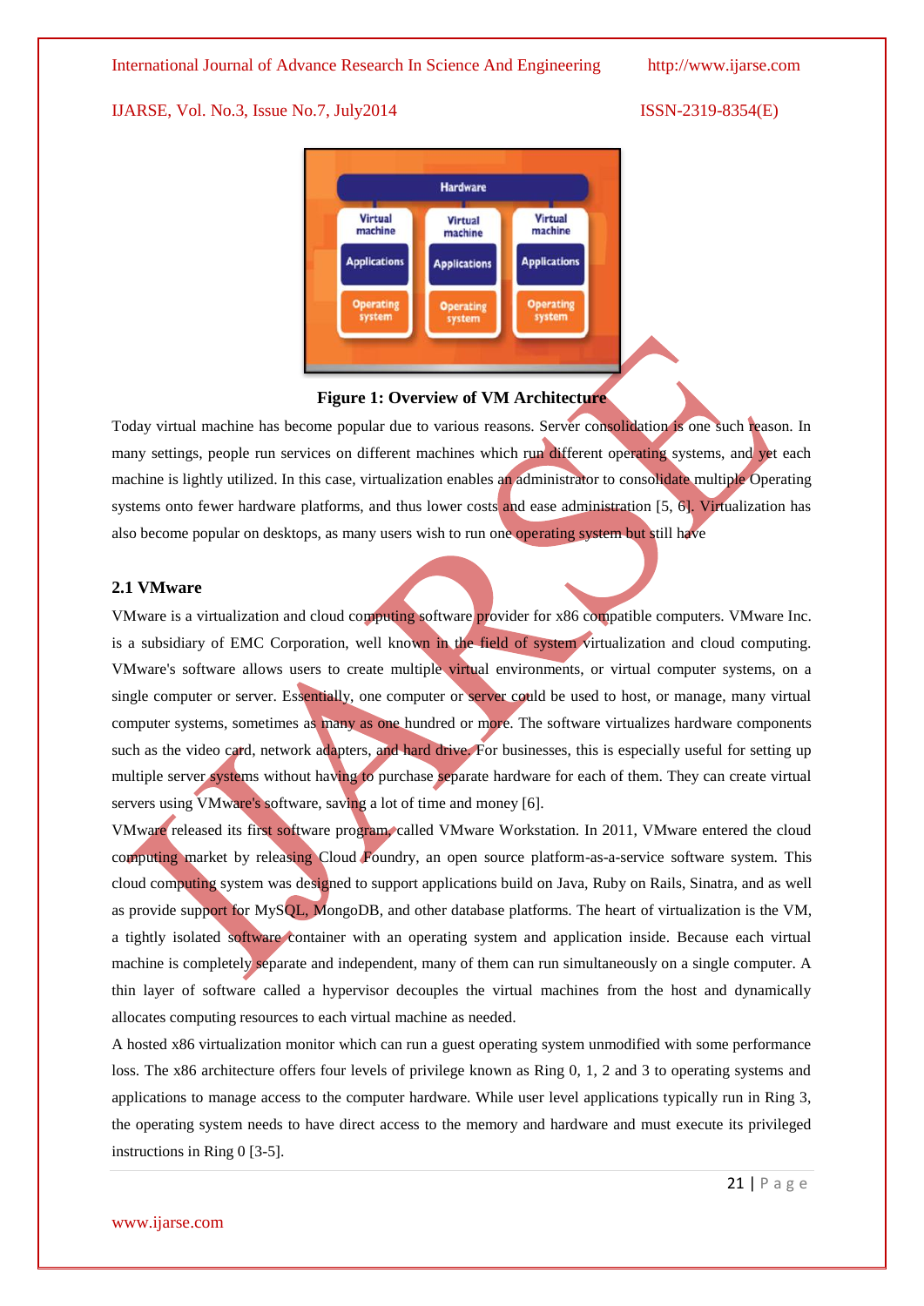**Figure 1: Overview of VM Architecture**

Today virtual machine has become popular due to various reasons. Server consolidation is one such reason. In many settings, people run services on different machines which run different operating systems, and yet each machine is lightly utilized. In this case, virtualization enables an administrator to consolidate multiple Operating systems onto fewer hardware platforms, and thus lower costs and ease administration [5, 6]. Virtualization has also become popular on desktops, as many users wish to run one operating system but still have

### 2.1 VMware

VMware is a virtualization and cloud computing software provider for x86 compatible computers. VMware Inc. is a subsidiary of EMC Corporation, well known in the field of system virtualization and cloud computing. VMware's software allows users to create multiple virtual environments, or virtual computer systems, on a single computer or server. Essentially, one computer or server could be used to host, or manage, many virtual computer systems, sometimes as many as one hundred or more. The software virtualizes hardware components such as the video card, network adapters, and hard drive. For businesses, this is especially useful for setting up multiple server systems without having to purchase separate hardware for each of them. They can create virtual servers using VMware's software, saving a lot of time and money [6].

VMware released its first software program, called VMware Workstation. In 2011, VMware entered the cloud computing market by releasing Cloud Foundry, an open source platform-as-a-service software system. This cloud computing system was designed to support applications build on Java, Ruby on Rails, Sinatra, and as well as provide support for MySQL, MongoDB, and other database platforms. The heart of virtualization is the VM, a tightly isolated software container with an operating system and application inside. Because each virtual machine is completely separate and independent, many of them can run simultaneously on a single computer. A thin layer of software called a hypervisor decouples the virtual machines from the host and dynamically allocates computing resources to each virtual machine as needed.

A hosted x86 virtualization monitor which can run a guest operating system unmodified with some performance loss. The x86 architecture offers four levels of privilege known as Ring 0, 1, 2 and 3 to operating systems and applications to manage access to the computer hardware. While user level applications typically run in Ring 3, the operating system needs to have direct access to the memory and hardware and must execute its privileged instructions in Ring 0 [3-5].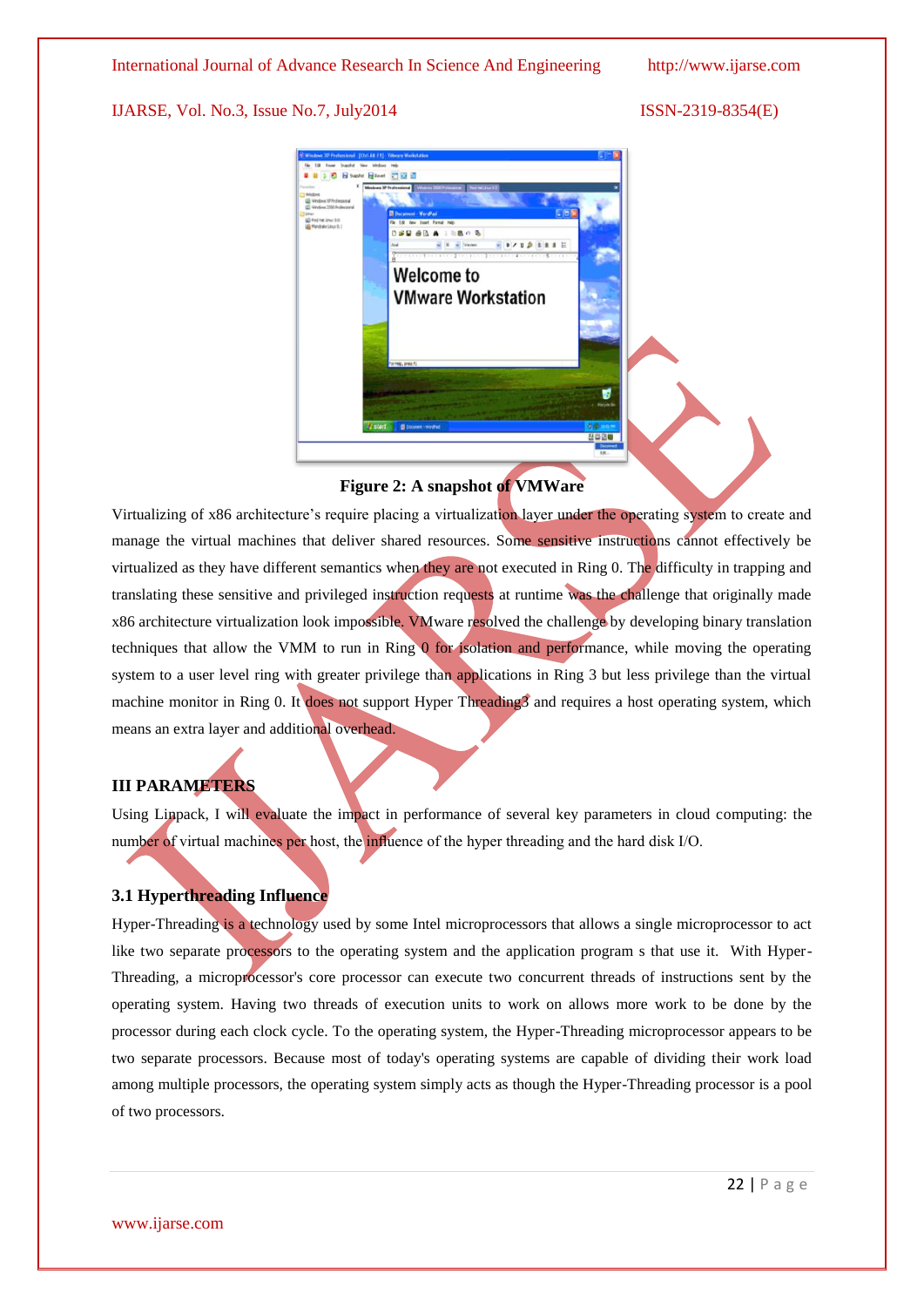**Figure 2: A snapshot of VMWare**

Virtualizing of x86 architecture's require placing a virtualization layer under the operating system to create and manage the virtual machines that deliver shared resources. Some sensitive instructions cannot effectively be virtualized as they have different semantics when they are not executed in Ring 0. The difficulty in trapping and translating these sensitive and privileged instruction requests at runtime was the challenge that originally made x86 architecture virtualization look impossible. VMware resolved the challenge by developing binary translation techniques that allow the VMM to run in Ring 0 for isolation and performance, while moving the operating system to a user level ring with greater privilege than applications in Ring 3 but less privilege than the virtual machine monitor in Ring 0. It does not support Hyper Threading3 and requires a host operating system, which means an extra layer and additional overhead.

## III PARAMETERS

Using Linpack, I will evaluate the impact in performance of several key parameters in cloud computing: the number of virtual machines per host, the influence of the hyper threading and the hard disk I/O.

### 3.1 Hyperthreading Influence

Hyper-Threading is a technology used by some Intel microprocessors that allows a single microprocessor to act like two separate processors to the operating system and the application program s that use it. With Hyper-Threading, a microprocessor's core processor can execute two concurrent threads of instructions sent by the operating system. Having two threads of execution units to work on allows more work to be done by the processor during each clock cycle. To the operating system, the Hyper-Threading microprocessor appears to be two separate processors. Because most of today's operating systems are capable of dividing their work load among multiple processors, the operating system simply acts as though the Hyper-Threading processor is a pool of two processors.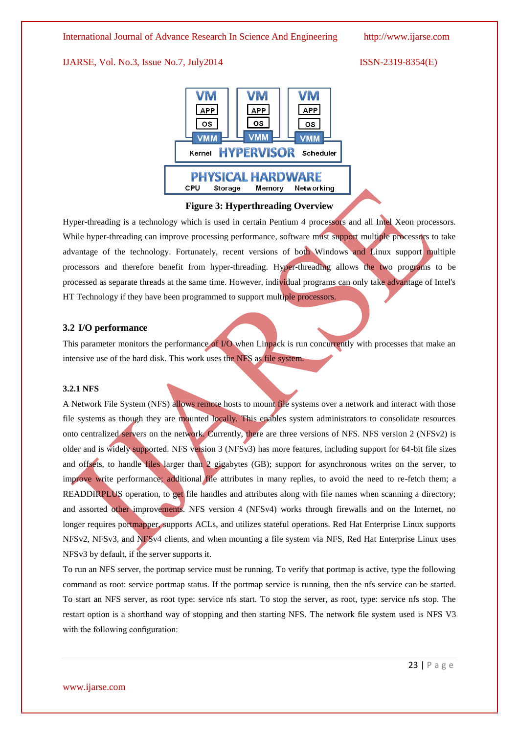**Figure 3: Hyperthreading Overview**

Hyper-threading is a technology which is used in certain Pentium 4 processors and all Intel Xeon processors. While hyper-threading can improve processing performance, software must support multiple processors to take advantage of the technology. Fortunately, recent versions of both Windows and Linux support multiple processors and therefore benefit from hyper-threading. Hyper-threading allows the two programs to be processed as separate threads at the same time. However, individual programs can only take advantage of Intel's HT Technology if they have been programmed to support multiple processors.

### 3.2 I/O performance

This parameter monitors the performance of I/O when Linpack is run concurrently with processes that make an intensive use of the hard disk. This work uses the NFS as file system.

#### 3.2.1 NFS

A Network File System (NFS) allows remote hosts to mount file systems over a network and interact with those file systems as though they are mounted locally. This enables system administrators to consolidate resources onto centralized servers on the network. Currently, there are three versions of NFS. NFS version 2 (NFSv2) is older and is widely supported. NFS version 3 (NFSv3) has more features, including support for 64-bit file sizes and offsets, to handle files larger than 2 gigabytes (GB); support for asynchronous writes on the server, to improve write performance; additional file attributes in many replies, to avoid the need to re-fetch them; a READDIRPLUS operation, to get file handles and attributes along with file names when scanning a directory; and assorted other improvements. NFS version 4 (NFSv4) works through firewalls and on the Internet, no longer requires portmapper, supports ACLs, and utilizes stateful operations. Red Hat Enterprise Linux supports NFSv2, NFSv3, and NFSv4 clients, and when mounting a file system via NFS, Red Hat Enterprise Linux uses NFSv3 by default, if the server supports it.

To run an NFS server, the portmap service must be running. To verify that portmap is active, type the following command as root: service portmap status. If the portmap service is running, then the nfs service can be started. To start an NFS server, as root type: service nfs start. To stop the server, as root, type: service nfs stop. The restart option is a shorthand way of stopping and then starting NFS. The network file system used is NFS V3 with the following configuration: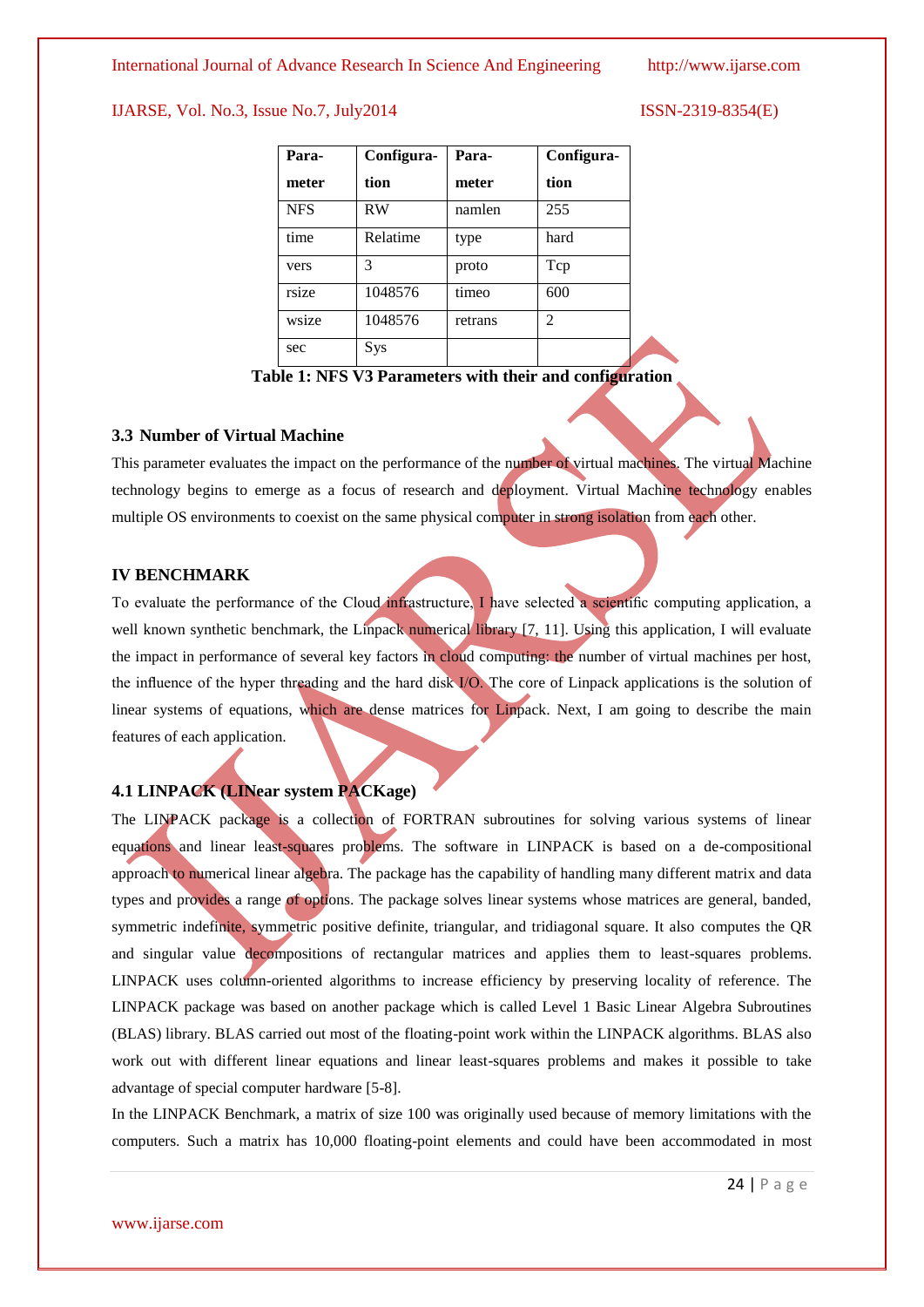| Parameter | Configuration | Parameter | Configuration |
|---|---|---|---|
| NFS | RW | namlen | 255 |
| time | Relatime | type | hard |
| vers | 3 | proto | Tcp |
| rsize | 1048576 | timeo | 600 |
| wsize | 1048576 | retrans | 2 |
| sec | Sys | | |

**Table 1: NFS V3 Parameters with their and configuration**

### 3.3 Number of Virtual Machine

This parameter evaluates the impact on the performance of the number of virtual machines. The virtual Machine technology begins to emerge as a focus of research and deployment. Virtual Machine technology enables multiple OS environments to coexist on the same physical computer in strong isolation from each other.

## IV BENCHMARK

To evaluate the performance of the Cloud infrastructure, I have selected a scientific computing application, a well known synthetic benchmark, the Linpack numerical library [7, 11]. Using this application, I will evaluate the impact in performance of several key factors in cloud computing: the number of virtual machines per host, the influence of the hyper threading and the hard disk I/O. The core of Linpack applications is the solution of linear systems of equations, which are dense matrices for Linpack. Next, I am going to describe the main features of each application.

### 4.1 LINPACK (LINear system PACKage)

The LINPACK package is a collection of FORTRAN subroutines for solving various systems of linear equations and linear least-squares problems. The software in LINPACK is based on a de-compositional approach to numerical linear algebra. The package has the capability of handling many different matrix and data types and provides a range of options. The package solves linear systems whose matrices are general, banded, symmetric indefinite, symmetric positive definite, triangular, and tridiagonal square. It also computes the QR and singular value decompositions of rectangular matrices and applies them to least-squares problems. LINPACK uses column-oriented algorithms to increase efficiency by preserving locality of reference. The LINPACK package was based on another package which is called Level 1 Basic Linear Algebra Subroutines (BLAS) library. BLAS carried out most of the floating-point work within the LINPACK algorithms. BLAS also work out with different linear equations and linear least-squares problems and makes it possible to take advantage of special computer hardware [5-8].

In the LINPACK Benchmark, a matrix of size 100 was originally used because of memory limitations with the computers. Such a matrix has 10,000 floating-point elements and could have been accommodated in most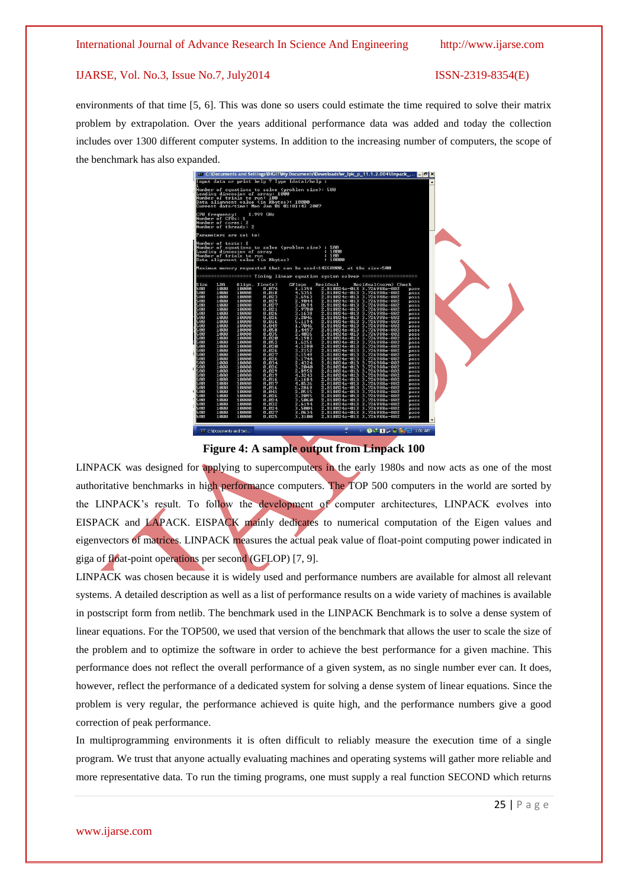environments of that time [5, 6]. This was done so users could estimate the time required to solve their matrix problem by extrapolation. Over the years additional performance data was added and today the collection includes over 1300 different computer systems. In addition to the increasing number of computers, the scope of the benchmark has also expanded.

**Figure 4: A sample output from Linpack 100**

LINPACK was designed for applying to supercomputers in the early 1980s and now acts as one of the most authoritative benchmarks in high performance computers. The TOP 500 computers in the world are sorted by the LINPACK's result. To follow the development of computer architectures, LINPACK evolves into EISPACK and LAPACK. EISPACK mainly dedicates to numerical computation of the Eigen values and eigenvectors of matrices. LINPACK measures the actual peak value of float-point computing power indicated in giga of float-point operations per second (GFLOP) [7, 9].

LINPACK was chosen because it is widely used and performance numbers are available for almost all relevant systems. A detailed description as well as a list of performance results on a wide variety of machines is available in postscript form from netlib. The benchmark used in the LINPACK Benchmark is to solve a dense system of linear equations. For the TOP500, we used that version of the benchmark that allows the user to scale the size of the problem and to optimize the software in order to achieve the best performance for a given machine. This performance does not reflect the overall performance of a given system, as no single number ever can. It does, however, reflect the performance of a dedicated system for solving a dense system of linear equations. Since the problem is very regular, the performance achieved is quite high, and the performance numbers give a good correction of peak performance.

In multiprogramming environments it is often difficult to reliably measure the execution time of a single program. We trust that anyone actually evaluating machines and operating systems will gather more reliable and more representative data. To run the timing programs, one must supply a real function SECOND which returns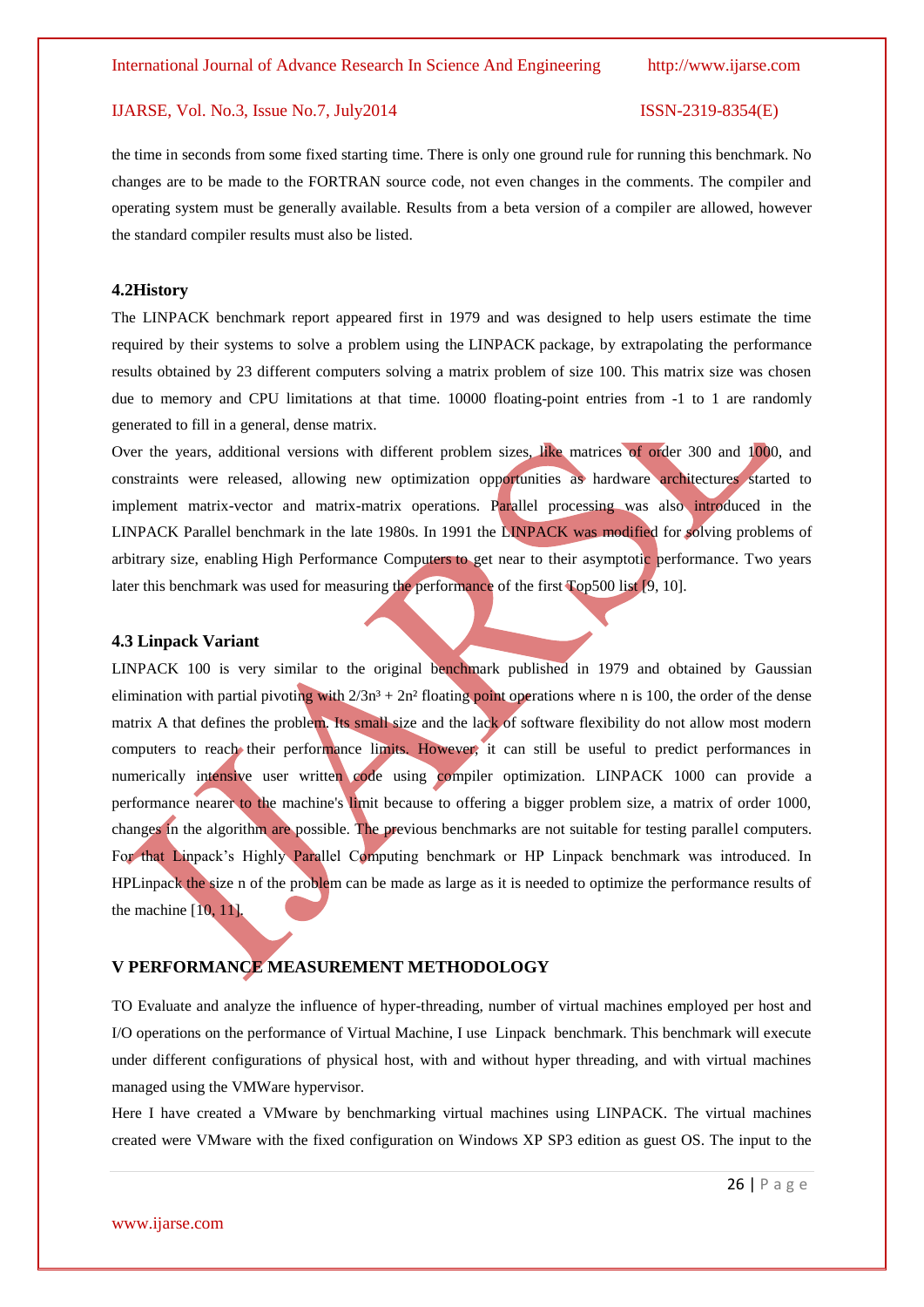the time in seconds from some fixed starting time. There is only one ground rule for running this benchmark. No changes are to be made to the FORTRAN source code, not even changes in the comments. The compiler and operating system must be generally available. Results from a beta version of a compiler are allowed, however the standard compiler results must also be listed.

### 4.2History

The LINPACK benchmark report appeared first in 1979 and was designed to help users estimate the time required by their systems to solve a problem using the LINPACK package, by extrapolating the performance results obtained by 23 different computers solving a matrix problem of size 100. This matrix size was chosen due to memory and CPU limitations at that time. 10000 floating-point entries from -1 to 1 are randomly generated to fill in a general, dense matrix.

Over the years, additional versions with different problem sizes, like matrices of order 300 and 1000, and constraints were released, allowing new optimization opportunities as hardware architectures started to implement matrix-vector and matrix-matrix operations. Parallel processing was also introduced in the LINPACK Parallel benchmark in the late 1980s. In 1991 the LINPACK was modified for solving problems of arbitrary size, enabling High Performance Computers to get near to their asymptotic performance. Two years later this benchmark was used for measuring the performance of the first Top500 list [9, 10].

### 4.3 Linpack Variant

LINPACK 100 is very similar to the original benchmark published in 1979 and obtained by Gaussian elimination with partial pivoting with $2/3n^3 + 2n^2$ floating point operations where n is 100, the order of the dense matrix A that defines the problem. Its small size and the lack of software flexibility do not allow most modern computers to reach their performance limits. However, it can still be useful to predict performances in numerically intensive user written code using compiler optimization. LINPACK 1000 can provide a performance nearer to the machine's limit because to offering a bigger problem size, a matrix of order 1000, changes in the algorithm are possible. The previous benchmarks are not suitable for testing parallel computers. For that Linpack's Highly Parallel Computing benchmark or HP Linpack benchmark was introduced. In HPLinpack the size n of the problem can be made as large as it is needed to optimize the performance results of the machine [10, 11].

## V PERFORMANCE MEASUREMENT METHODOLOGY

TO Evaluate and analyze the influence of hyper-threading, number of virtual machines employed per host and I/O operations on the performance of Virtual Machine, I use Linpack benchmark. This benchmark will execute under different configurations of physical host, with and without hyper threading, and with virtual machines managed using the VMWare hypervisor.

Here I have created a VMware by benchmarking virtual machines using LINPACK. The virtual machines created were VMware with the fixed configuration on Windows XP SP3 edition as guest OS. The input to the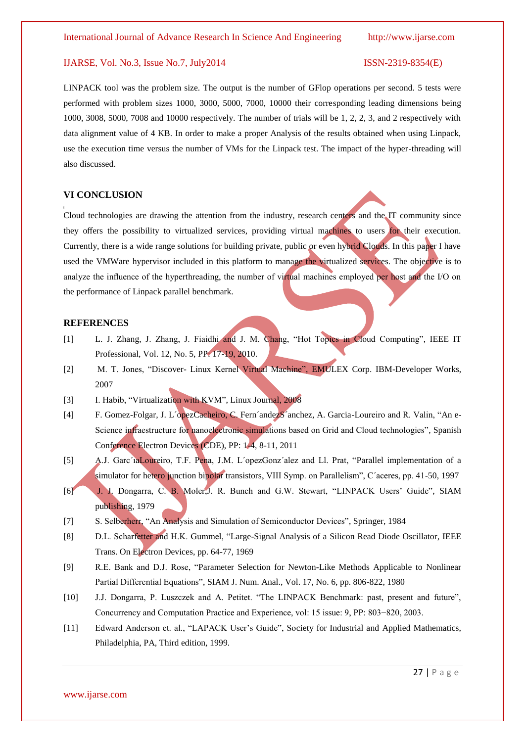LINPACK tool was the problem size. The output is the number of GFlop operations per second. 5 tests were performed with problem sizes 1000, 3000, 5000, 7000, 10000 their corresponding leading dimensions being 1000, 3008, 5000, 7008 and 10000 respectively. The number of trials will be 1, 2, 2, 3, and 2 respectively with data alignment value of 4 KB. In order to make a proper Analysis of the results obtained when using Linpack, use the execution time versus the number of VMs for the Linpack test. The impact of the hyper-threading will also discussed.

## VI CONCLUSION

Cloud technologies are drawing the attention from the industry, research centers and the IT community since they offers the possibility to virtualized services, providing virtual machines to users for their execution. Currently, there is a wide range solutions for building private, public or even hybrid Clouds. In this paper I have used the VMWare hypervisor included in this platform to manage the virtualized services. The objective is to analyze the influence of the hyperthreading, the number of virtual machines employed per host and the I/O on the performance of Linpack parallel benchmark.

## REFERENCES

[1] L. J. Zhang, J. Zhang, J. Fiaidhi and J. M. Chang, "Hot Topics in Cloud Computing", IEEE IT Professional, Vol. 12, No. 5, PP: 17-19, 2010.

[2] M. T. Jones, "Discover- Linux Kernel Virtual Machine", EMULEX Corp. IBM-Developer Works, 2007

[3] I. Habib, "Virtualization with KVM", Linux Journal, 2008

[4] F. Gomez-Folgar, J. L´opezCacheiro, C. Fern´andezS´anchez, A. Garcia-Loureiro and R. Valin, "An e-Science infraestructure for nanoelectronic simulations based on Grid and Cloud technologies", Spanish Conference Electron Devices (CDE), PP: 1-4, 8-11, 2011

[5] A.J. Garc´ıaLoureiro, T.F. Pena, J.M. L´opezGonz´alez and Ll. Prat, "Parallel implementation of a simulator for hetero junction bipolar transistors, VIII Symp. on Parallelism", C´aceres, pp. 41-50, 1997

[6] J. J. Dongarra, C. B. Moler,J. R. Bunch and G.W. Stewart, "LINPACK Users' Guide", SIAM publishing, 1979

[7] S. Selberherr, "An Analysis and Simulation of Semiconductor Devices", Springer, 1984

[8] D.L. Scharfetter and H.K. Gummel, "Large-Signal Analysis of a Silicon Read Diode Oscillator, IEEE Trans. On Electron Devices, pp. 64-77, 1969

[9] R.E. Bank and D.J. Rose, "Parameter Selection for Newton-Like Methods Applicable to Nonlinear Partial Differential Equations", SIAM J. Num. Anal., Vol. 17, No. 6, pp. 806-822, 1980

[10] J.J. Dongarra, P. Luszczek and A. Petitet. "The LINPACK Benchmark: past, present and future", Concurrency and Computation Practice and Experience, vol: 15 issue: 9, PP: 803−820, 2003.

[11] Edward Anderson et. al., "LAPACK User's Guide", Society for Industrial and Applied Mathematics, Philadelphia, PA, Third edition, 1999.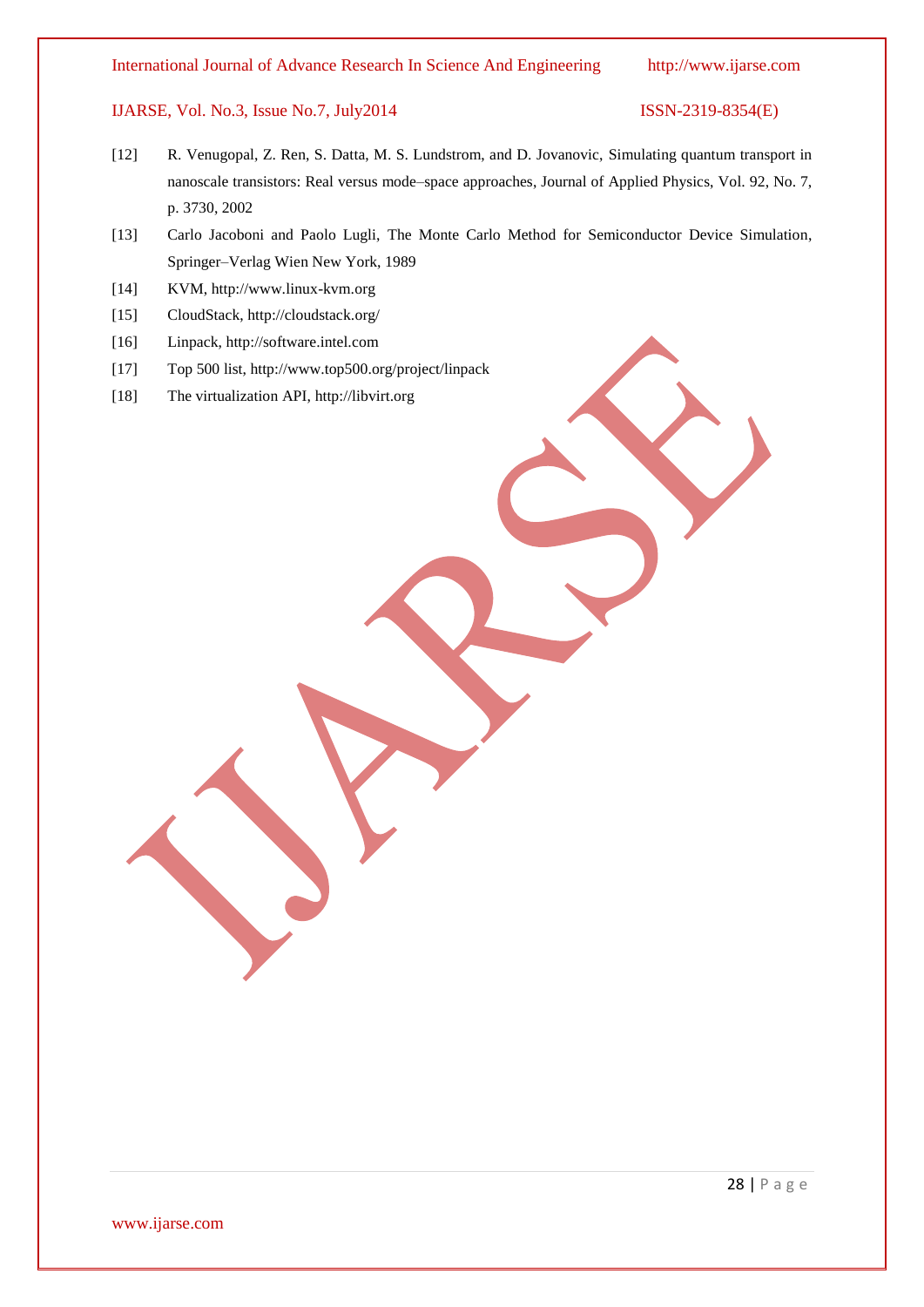[12] R. Venugopal, Z. Ren, S. Datta, M. S. Lundstrom, and D. Jovanovic, Simulating quantum transport in nanoscale transistors: Real versus mode–space approaches, Journal of Applied Physics, Vol. 92, No. 7, p. 3730, 2002

[13] Carlo Jacoboni and Paolo Lugli, The Monte Carlo Method for Semiconductor Device Simulation, Springer–Verlag Wien New York, 1989

[14] KVM, http://www.linux-kvm.org

[15] CloudStack, http://cloudstack.org/

[16] Linpack, http://software.intel.com

[17] Top 500 list, http://www.top500.org/project/linpack

[18] The virtualization API, http://libvirt.org